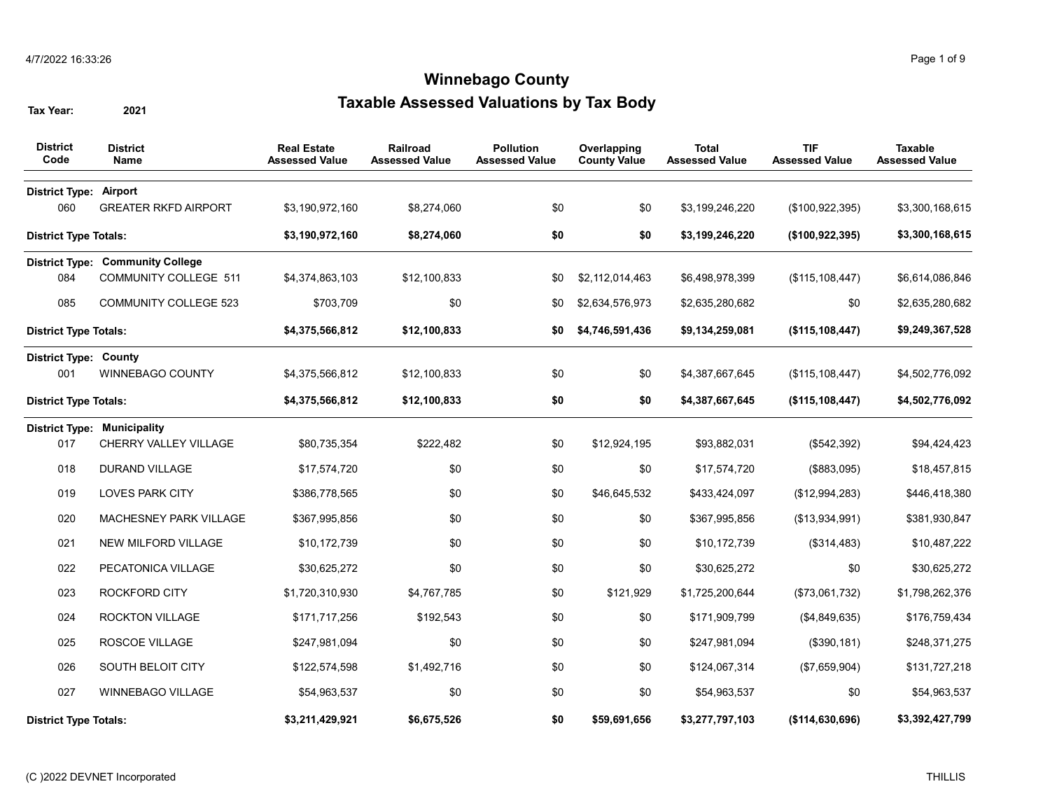# Winnebago County

## Taxable Assessed Valuations by Tax Body

**Tax Year:** 2021

| District Code | District Name | Real Estate Assessed Value | Railroad Assessed Value | Pollution Assessed Value | Overlapping County Value | Total Assessed Value | TIF Assessed Value | Taxable Assessed Value |
|---|---|---|---|---|---|---|---|---|
| **District Type: Airport** | | | | | | | | |
| 060 | GREATER RKFD AIRPORT | $3,190,972,160 | $8,274,060 | $0 | $0 | $3,199,246,220 | ($100,922,395) | $3,300,168,615 |
| **District Type Totals:** | | **$3,190,972,160** | **$8,274,060** | **$0** | **$0** | **$3,199,246,220** | **($100,922,395)** | **$3,300,168,615** |
| **District Type: Community College** | | | | | | | | |
| 084 | COMMUNITY COLLEGE 511 | $4,374,863,103 | $12,100,833 | $0 | $2,112,014,463 | $6,498,978,399 | ($115,108,447) | $6,614,086,846 |
| 085 | COMMUNITY COLLEGE 523 | $703,709 | $0 | $0 | $2,634,576,973 | $2,635,280,682 | $0 | $2,635,280,682 |
| **District Type Totals:** | | **$4,375,566,812** | **$12,100,833** | **$0** | **$4,746,591,436** | **$9,134,259,081** | **($115,108,447)** | **$9,249,367,528** |
| **District Type: County** | | | | | | | | |
| 001 | WINNEBAGO COUNTY | $4,375,566,812 | $12,100,833 | $0 | $0 | $4,387,667,645 | ($115,108,447) | $4,502,776,092 |
| **District Type Totals:** | | **$4,375,566,812** | **$12,100,833** | **$0** | **$0** | **$4,387,667,645** | **($115,108,447)** | **$4,502,776,092** |
| **District Type: Municipality** | | | | | | | | |
| 017 | CHERRY VALLEY VILLAGE | $80,735,354 | $222,482 | $0 | $12,924,195 | $93,882,031 | ($542,392) | $94,424,423 |
| 018 | DURAND VILLAGE | $17,574,720 | $0 | $0 | $0 | $17,574,720 | ($883,095) | $18,457,815 |
| 019 | LOVES PARK CITY | $386,778,565 | $0 | $0 | $46,645,532 | $433,424,097 | ($12,994,283) | $446,418,380 |
| 020 | MACHESNEY PARK VILLAGE | $367,995,856 | $0 | $0 | $0 | $367,995,856 | ($13,934,991) | $381,930,847 |
| 021 | NEW MILFORD VILLAGE | $10,172,739 | $0 | $0 | $0 | $10,172,739 | ($314,483) | $10,487,222 |
| 022 | PECATONICA VILLAGE | $30,625,272 | $0 | $0 | $0 | $30,625,272 | $0 | $30,625,272 |
| 023 | ROCKFORD CITY | $1,720,310,930 | $4,767,785 | $0 | $121,929 | $1,725,200,644 | ($73,061,732) | $1,798,262,376 |
| 024 | ROCKTON VILLAGE | $171,717,256 | $192,543 | $0 | $0 | $171,909,799 | ($4,849,635) | $176,759,434 |
| 025 | ROSCOE VILLAGE | $247,981,094 | $0 | $0 | $0 | $247,981,094 | ($390,181) | $248,371,275 |
| 026 | SOUTH BELOIT CITY | $122,574,598 | $1,492,716 | $0 | $0 | $124,067,314 | ($7,659,904) | $131,727,218 |
| 027 | WINNEBAGO VILLAGE | $54,963,537 | $0 | $0 | $0 | $54,963,537 | $0 | $54,963,537 |
| **District Type Totals:** | | **$3,211,429,921** | **$6,675,526** | **$0** | **$59,691,656** | **$3,277,797,103** | **($114,630,696)** | **$3,392,427,799** |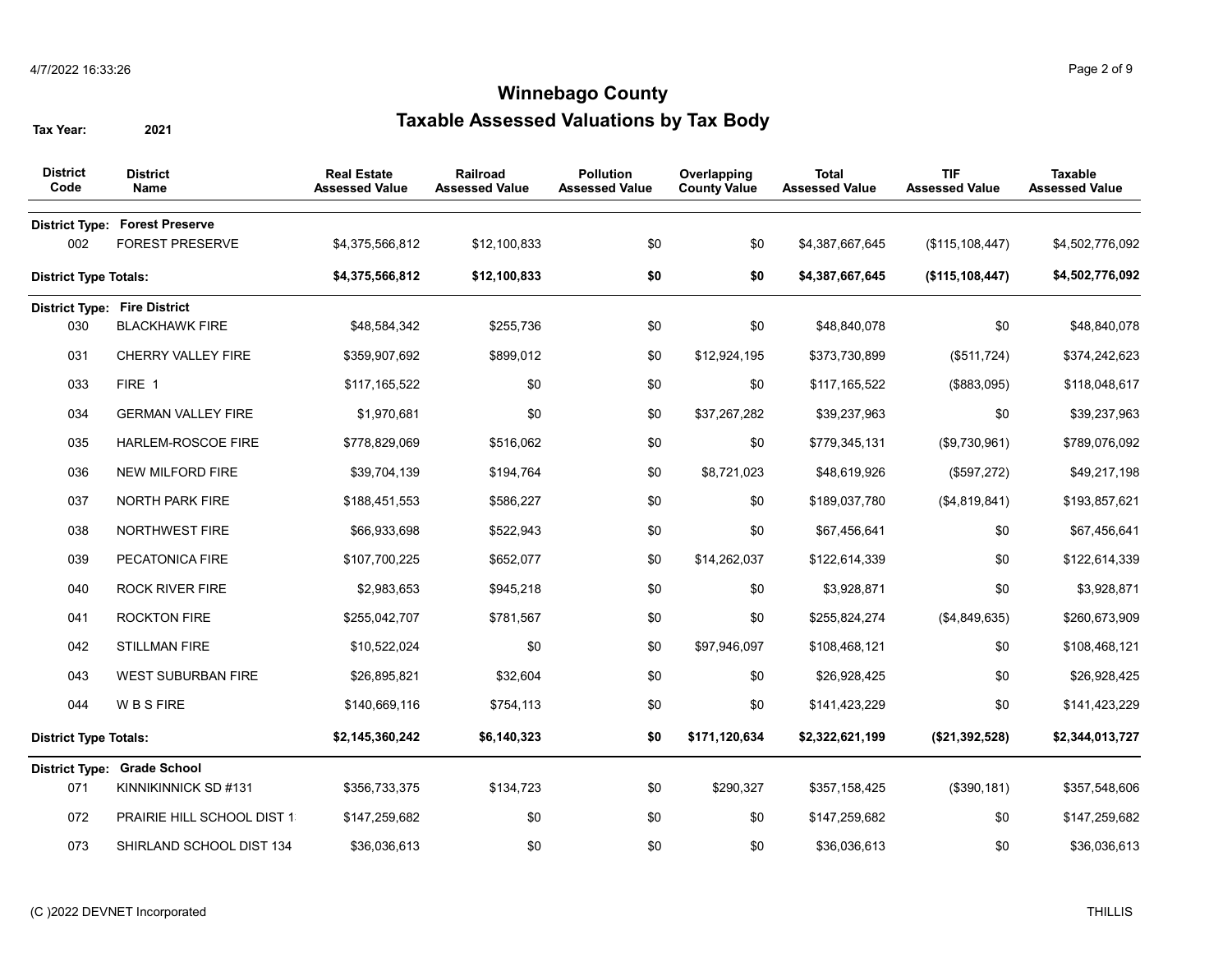# Winnebago County

## Taxable Assessed Valuations by Tax Body

**Tax Year:** 2021

| District Code | District Name | Real Estate Assessed Value | Railroad Assessed Value | Pollution Assessed Value | Overlapping County Value | Total Assessed Value | TIF Assessed Value | Taxable Assessed Value |
|---|---|---|---|---|---|---|---|---|
| **District Type:** | **Forest Preserve** | | | | | | | |
| 002 | FOREST PRESERVE | $4,375,566,812 | $12,100,833 | $0 | $0 | $4,387,667,645 | ($115,108,447) | $4,502,776,092 |
| **District Type Totals:** | | **$4,375,566,812** | **$12,100,833** | **$0** | **$0** | **$4,387,667,645** | **($115,108,447)** | **$4,502,776,092** |
| **District Type:** | **Fire District** | | | | | | | |
| 030 | BLACKHAWK FIRE | $48,584,342 | $255,736 | $0 | $0 | $48,840,078 | $0 | $48,840,078 |
| 031 | CHERRY VALLEY FIRE | $359,907,692 | $899,012 | $0 | $12,924,195 | $373,730,899 | ($511,724) | $374,242,623 |
| 033 | FIRE 1 | $117,165,522 | $0 | $0 | $0 | $117,165,522 | ($883,095) | $118,048,617 |
| 034 | GERMAN VALLEY FIRE | $1,970,681 | $0 | $0 | $37,267,282 | $39,237,963 | $0 | $39,237,963 |
| 035 | HARLEM-ROSCOE FIRE | $778,829,069 | $516,062 | $0 | $0 | $779,345,131 | ($9,730,961) | $789,076,092 |
| 036 | NEW MILFORD FIRE | $39,704,139 | $194,764 | $0 | $8,721,023 | $48,619,926 | ($597,272) | $49,217,198 |
| 037 | NORTH PARK FIRE | $188,451,553 | $586,227 | $0 | $0 | $189,037,780 | ($4,819,841) | $193,857,621 |
| 038 | NORTHWEST FIRE | $66,933,698 | $522,943 | $0 | $0 | $67,456,641 | $0 | $67,456,641 |
| 039 | PECATONICA FIRE | $107,700,225 | $652,077 | $0 | $14,262,037 | $122,614,339 | $0 | $122,614,339 |
| 040 | ROCK RIVER FIRE | $2,983,653 | $945,218 | $0 | $0 | $3,928,871 | $0 | $3,928,871 |
| 041 | ROCKTON FIRE | $255,042,707 | $781,567 | $0 | $0 | $255,824,274 | ($4,849,635) | $260,673,909 |
| 042 | STILLMAN FIRE | $10,522,024 | $0 | $0 | $97,946,097 | $108,468,121 | $0 | $108,468,121 |
| 043 | WEST SUBURBAN FIRE | $26,895,821 | $32,604 | $0 | $0 | $26,928,425 | $0 | $26,928,425 |
| 044 | W B S FIRE | $140,669,116 | $754,113 | $0 | $0 | $141,423,229 | $0 | $141,423,229 |
| **District Type Totals:** | | **$2,145,360,242** | **$6,140,323** | **$0** | **$171,120,634** | **$2,322,621,199** | **($21,392,528)** | **$2,344,013,727** |
| **District Type:** | **Grade School** | | | | | | | |
| 071 | KINNIKINNICK SD #131 | $356,733,375 | $134,723 | $0 | $290,327 | $357,158,425 | ($390,181) | $357,548,606 |
| 072 | PRAIRIE HILL SCHOOL DIST 1 | $147,259,682 | $0 | $0 | $0 | $147,259,682 | $0 | $147,259,682 |
| 073 | SHIRLAND SCHOOL DIST 134 | $36,036,613 | $0 | $0 | $0 | $36,036,613 | $0 | $36,036,613 |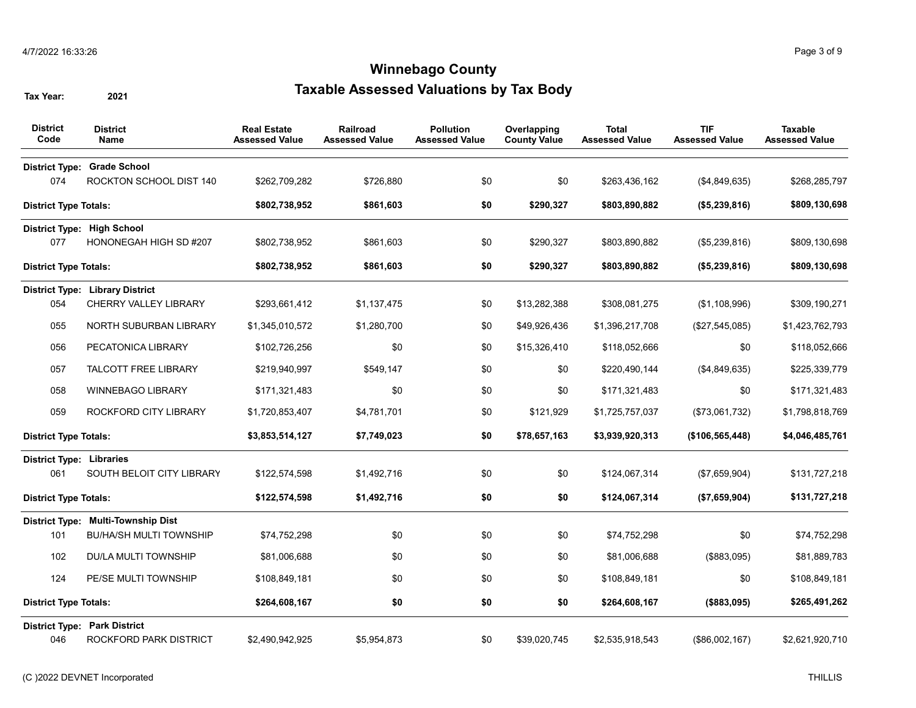# Winnebago County

## Taxable Assessed Valuations by Tax Body

**Tax Year:** 2021

| District Code | District Name | Real Estate Assessed Value | Railroad Assessed Value | Pollution Assessed Value | Overlapping County Value | Total Assessed Value | TIF Assessed Value | Taxable Assessed Value |
|---|---|---|---|---|---|---|---|---|
| **District Type:** | **Grade School** | | | | | | | |
| 074 | ROCKTON SCHOOL DIST 140 | $262,709,282 | $726,880 | $0 | $0 | $263,436,162 | ($4,849,635) | $268,285,797 |
| **District Type Totals:** | | **$802,738,952** | **$861,603** | **$0** | **$290,327** | **$803,890,882** | **($5,239,816)** | **$809,130,698** |
| **District Type:** | **High School** | | | | | | | |
| 077 | HONONEGAH HIGH SD #207 | $802,738,952 | $861,603 | $0 | $290,327 | $803,890,882 | ($5,239,816) | $809,130,698 |
| **District Type Totals:** | | **$802,738,952** | **$861,603** | **$0** | **$290,327** | **$803,890,882** | **($5,239,816)** | **$809,130,698** |
| **District Type:** | **Library District** | | | | | | | |
| 054 | CHERRY VALLEY LIBRARY | $293,661,412 | $1,137,475 | $0 | $13,282,388 | $308,081,275 | ($1,108,996) | $309,190,271 |
| 055 | NORTH SUBURBAN LIBRARY | $1,345,010,572 | $1,280,700 | $0 | $49,926,436 | $1,396,217,708 | ($27,545,085) | $1,423,762,793 |
| 056 | PECATONICA LIBRARY | $102,726,256 | $0 | $0 | $15,326,410 | $118,052,666 | $0 | $118,052,666 |
| 057 | TALCOTT FREE LIBRARY | $219,940,997 | $549,147 | $0 | $0 | $220,490,144 | ($4,849,635) | $225,339,779 |
| 058 | WINNEBAGO LIBRARY | $171,321,483 | $0 | $0 | $0 | $171,321,483 | $0 | $171,321,483 |
| 059 | ROCKFORD CITY LIBRARY | $1,720,853,407 | $4,781,701 | $0 | $121,929 | $1,725,757,037 | ($73,061,732) | $1,798,818,769 |
| **District Type Totals:** | | **$3,853,514,127** | **$7,749,023** | **$0** | **$78,657,163** | **$3,939,920,313** | **($106,565,448)** | **$4,046,485,761** |
| **District Type:** | **Libraries** | | | | | | | |
| 061 | SOUTH BELOIT CITY LIBRARY | $122,574,598 | $1,492,716 | $0 | $0 | $124,067,314 | ($7,659,904) | $131,727,218 |
| **District Type Totals:** | | **$122,574,598** | **$1,492,716** | **$0** | **$0** | **$124,067,314** | **($7,659,904)** | **$131,727,218** |
| **District Type:** | **Multi-Township Dist** | | | | | | | |
| 101 | BU/HA/SH MULTI TOWNSHIP | $74,752,298 | $0 | $0 | $0 | $74,752,298 | $0 | $74,752,298 |
| 102 | DU/LA MULTI TOWNSHIP | $81,006,688 | $0 | $0 | $0 | $81,006,688 | ($883,095) | $81,889,783 |
| 124 | PE/SE MULTI TOWNSHIP | $108,849,181 | $0 | $0 | $0 | $108,849,181 | $0 | $108,849,181 |
| **District Type Totals:** | | **$264,608,167** | **$0** | **$0** | **$0** | **$264,608,167** | **($883,095)** | **$265,491,262** |
| **District Type:** | **Park District** | | | | | | | |
| 046 | ROCKFORD PARK DISTRICT | $2,490,942,925 | $5,954,873 | $0 | $39,020,745 | $2,535,918,543 | ($86,002,167) | $2,621,920,710 |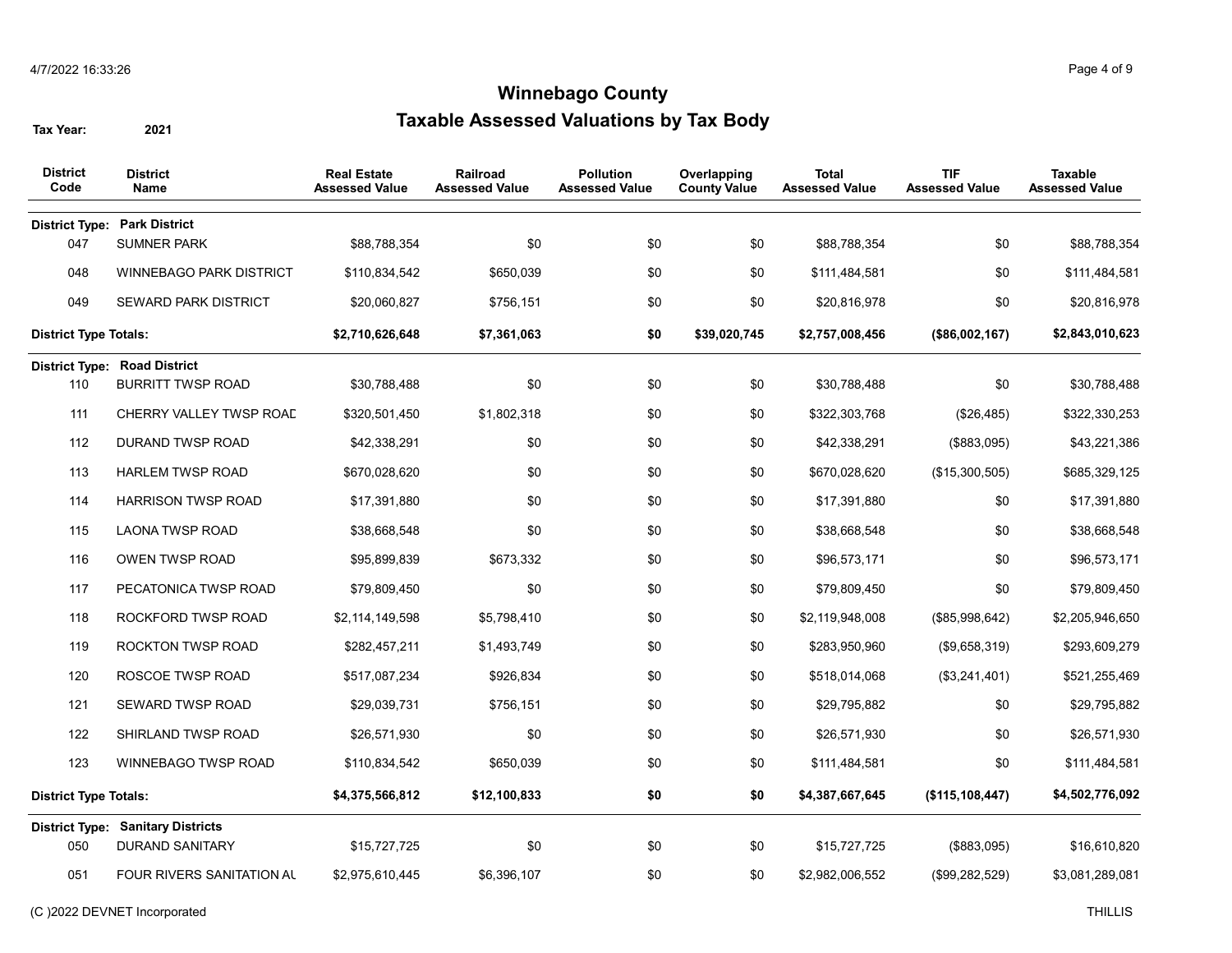# Winnebago County

## Taxable Assessed Valuations by Tax Body

**Tax Year:** 2021

| District Code | District Name | Real Estate Assessed Value | Railroad Assessed Value | Pollution Assessed Value | Overlapping County Value | Total Assessed Value | TIF Assessed Value | Taxable Assessed Value |
|---|---|---|---|---|---|---|---|---|
| **District Type:** | **Park District** | | | | | | | |
| 047 | SUMNER PARK | $88,788,354 | $0 | $0 | $0 | $88,788,354 | $0 | $88,788,354 |
| 048 | WINNEBAGO PARK DISTRICT | $110,834,542 | $650,039 | $0 | $0 | $111,484,581 | $0 | $111,484,581 |
| 049 | SEWARD PARK DISTRICT | $20,060,827 | $756,151 | $0 | $0 | $20,816,978 | $0 | $20,816,978 |
| **District Type Totals:** | | **$2,710,626,648** | **$7,361,063** | **$0** | **$39,020,745** | **$2,757,008,456** | **($86,002,167)** | **$2,843,010,623** |
| **District Type:** | **Road District** | | | | | | | |
| 110 | BURRITT TWSP ROAD | $30,788,488 | $0 | $0 | $0 | $30,788,488 | $0 | $30,788,488 |
| 111 | CHERRY VALLEY TWSP ROAD | $320,501,450 | $1,802,318 | $0 | $0 | $322,303,768 | ($26,485) | $322,330,253 |
| 112 | DURAND TWSP ROAD | $42,338,291 | $0 | $0 | $0 | $42,338,291 | ($883,095) | $43,221,386 |
| 113 | HARLEM TWSP ROAD | $670,028,620 | $0 | $0 | $0 | $670,028,620 | ($15,300,505) | $685,329,125 |
| 114 | HARRISON TWSP ROAD | $17,391,880 | $0 | $0 | $0 | $17,391,880 | $0 | $17,391,880 |
| 115 | LAONA TWSP ROAD | $38,668,548 | $0 | $0 | $0 | $38,668,548 | $0 | $38,668,548 |
| 116 | OWEN TWSP ROAD | $95,899,839 | $673,332 | $0 | $0 | $96,573,171 | $0 | $96,573,171 |
| 117 | PECATONICA TWSP ROAD | $79,809,450 | $0 | $0 | $0 | $79,809,450 | $0 | $79,809,450 |
| 118 | ROCKFORD TWSP ROAD | $2,114,149,598 | $5,798,410 | $0 | $0 | $2,119,948,008 | ($85,998,642) | $2,205,946,650 |
| 119 | ROCKTON TWSP ROAD | $282,457,211 | $1,493,749 | $0 | $0 | $283,950,960 | ($9,658,319) | $293,609,279 |
| 120 | ROSCOE TWSP ROAD | $517,087,234 | $926,834 | $0 | $0 | $518,014,068 | ($3,241,401) | $521,255,469 |
| 121 | SEWARD TWSP ROAD | $29,039,731 | $756,151 | $0 | $0 | $29,795,882 | $0 | $29,795,882 |
| 122 | SHIRLAND TWSP ROAD | $26,571,930 | $0 | $0 | $0 | $26,571,930 | $0 | $26,571,930 |
| 123 | WINNEBAGO TWSP ROAD | $110,834,542 | $650,039 | $0 | $0 | $111,484,581 | $0 | $111,484,581 |
| **District Type Totals:** | | **$4,375,566,812** | **$12,100,833** | **$0** | **$0** | **$4,387,667,645** | **($115,108,447)** | **$4,502,776,092** |
| **District Type:** | **Sanitary Districts** | | | | | | | |
| 050 | DURAND SANITARY | $15,727,725 | $0 | $0 | $0 | $15,727,725 | ($883,095) | $16,610,820 |
| 051 | FOUR RIVERS SANITATION AU | $2,975,610,445 | $6,396,107 | $0 | $0 | $2,982,006,552 | ($99,282,529) | $3,081,289,081 |

(C )2022 DEVNET Incorporated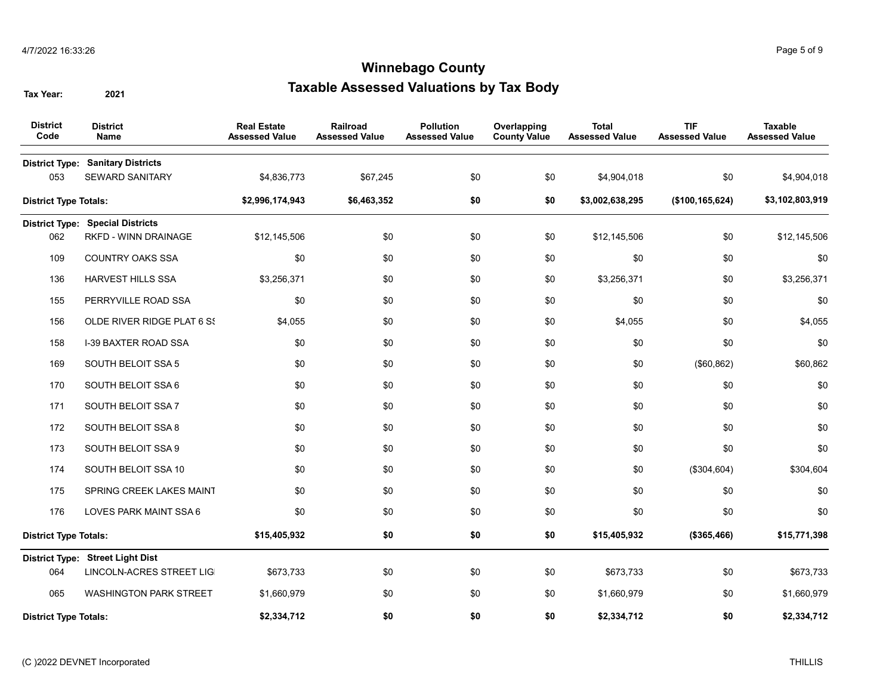# Winnebago County

## Taxable Assessed Valuations by Tax Body

**Tax Year:** 2021

| District Code | District Name | Real Estate Assessed Value | Railroad Assessed Value | Pollution Assessed Value | Overlapping County Value | Total Assessed Value | TIF Assessed Value | Taxable Assessed Value |
|---|---|---|---|---|---|---|---|---|
| **District Type:** | **Sanitary Districts** | | | | | | | |
| 053 | SEWARD SANITARY | $4,836,773 | $67,245 | $0 | $0 | $4,904,018 | $0 | $4,904,018 |
| **District Type Totals:** | | **$2,996,174,943** | **$6,463,352** | **$0** | **$0** | **$3,002,638,295** | **($100,165,624)** | **$3,102,803,919** |
| **District Type:** | **Special Districts** | | | | | | | |
| 062 | RKFD - WINN DRAINAGE | $12,145,506 | $0 | $0 | $0 | $12,145,506 | $0 | $12,145,506 |
| 109 | COUNTRY OAKS SSA | $0 | $0 | $0 | $0 | $0 | $0 | $0 |
| 136 | HARVEST HILLS SSA | $3,256,371 | $0 | $0 | $0 | $3,256,371 | $0 | $3,256,371 |
| 155 | PERRYVILLE ROAD SSA | $0 | $0 | $0 | $0 | $0 | $0 | $0 |
| 156 | OLDE RIVER RIDGE PLAT 6 S! | $4,055 | $0 | $0 | $0 | $4,055 | $0 | $4,055 |
| 158 | I-39 BAXTER ROAD SSA | $0 | $0 | $0 | $0 | $0 | $0 | $0 |
| 169 | SOUTH BELOIT SSA 5 | $0 | $0 | $0 | $0 | $0 | ($60,862) | $60,862 |
| 170 | SOUTH BELOIT SSA 6 | $0 | $0 | $0 | $0 | $0 | $0 | $0 |
| 171 | SOUTH BELOIT SSA 7 | $0 | $0 | $0 | $0 | $0 | $0 | $0 |
| 172 | SOUTH BELOIT SSA 8 | $0 | $0 | $0 | $0 | $0 | $0 | $0 |
| 173 | SOUTH BELOIT SSA 9 | $0 | $0 | $0 | $0 | $0 | $0 | $0 |
| 174 | SOUTH BELOIT SSA 10 | $0 | $0 | $0 | $0 | $0 | ($304,604) | $304,604 |
| 175 | SPRING CREEK LAKES MAINT | $0 | $0 | $0 | $0 | $0 | $0 | $0 |
| 176 | LOVES PARK MAINT SSA 6 | $0 | $0 | $0 | $0 | $0 | $0 | $0 |
| **District Type Totals:** | | **$15,405,932** | **$0** | **$0** | **$0** | **$15,405,932** | **($365,466)** | **$15,771,398** |
| **District Type:** | **Street Light Dist** | | | | | | | |
| 064 | LINCOLN-ACRES STREET LIG | $673,733 | $0 | $0 | $0 | $673,733 | $0 | $673,733 |
| 065 | WASHINGTON PARK STREET | $1,660,979 | $0 | $0 | $0 | $1,660,979 | $0 | $1,660,979 |
| **District Type Totals:** | | **$2,334,712** | **$0** | **$0** | **$0** | **$2,334,712** | **$0** | **$2,334,712** |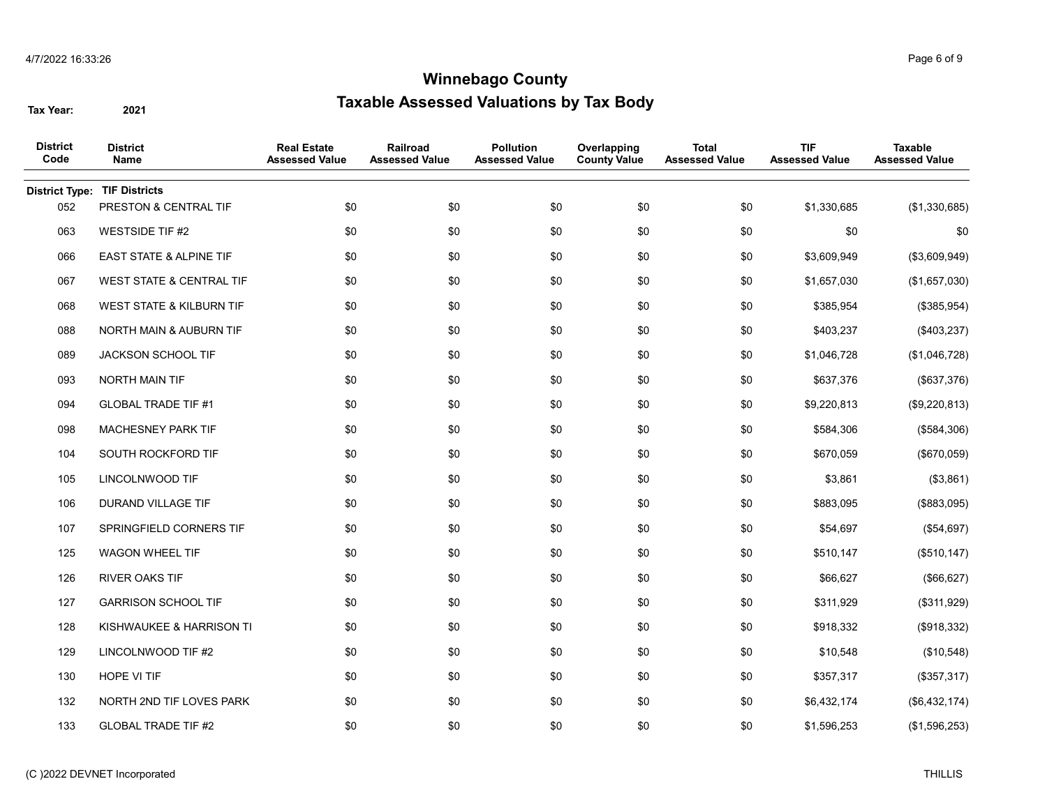# Winnebago County

## Taxable Assessed Valuations by Tax Body

**Tax Year:** 2021

| District Code | District Name | Real Estate Assessed Value | Railroad Assessed Value | Pollution Assessed Value | Overlapping County Value | Total Assessed Value | TIF Assessed Value | Taxable Assessed Value |
|---|---|---|---|---|---|---|---|---|
| **District Type:** | **TIF Districts** | | | | | | | |
| 052 | PRESTON & CENTRAL TIF | $0 | $0 | $0 | $0 | $0 | $1,330,685 | ($1,330,685) |
| 063 | WESTSIDE TIF #2 | $0 | $0 | $0 | $0 | $0 | $0 | $0 |
| 066 | EAST STATE & ALPINE TIF | $0 | $0 | $0 | $0 | $0 | $3,609,949 | ($3,609,949) |
| 067 | WEST STATE & CENTRAL TIF | $0 | $0 | $0 | $0 | $0 | $1,657,030 | ($1,657,030) |
| 068 | WEST STATE & KILBURN TIF | $0 | $0 | $0 | $0 | $0 | $385,954 | ($385,954) |
| 088 | NORTH MAIN & AUBURN TIF | $0 | $0 | $0 | $0 | $0 | $403,237 | ($403,237) |
| 089 | JACKSON SCHOOL TIF | $0 | $0 | $0 | $0 | $0 | $1,046,728 | ($1,046,728) |
| 093 | NORTH MAIN TIF | $0 | $0 | $0 | $0 | $0 | $637,376 | ($637,376) |
| 094 | GLOBAL TRADE TIF #1 | $0 | $0 | $0 | $0 | $0 | $9,220,813 | ($9,220,813) |
| 098 | MACHESNEY PARK TIF | $0 | $0 | $0 | $0 | $0 | $584,306 | ($584,306) |
| 104 | SOUTH ROCKFORD TIF | $0 | $0 | $0 | $0 | $0 | $670,059 | ($670,059) |
| 105 | LINCOLNWOOD TIF | $0 | $0 | $0 | $0 | $0 | $3,861 | ($3,861) |
| 106 | DURAND VILLAGE TIF | $0 | $0 | $0 | $0 | $0 | $883,095 | ($883,095) |
| 107 | SPRINGFIELD CORNERS TIF | $0 | $0 | $0 | $0 | $0 | $54,697 | ($54,697) |
| 125 | WAGON WHEEL TIF | $0 | $0 | $0 | $0 | $0 | $510,147 | ($510,147) |
| 126 | RIVER OAKS TIF | $0 | $0 | $0 | $0 | $0 | $66,627 | ($66,627) |
| 127 | GARRISON SCHOOL TIF | $0 | $0 | $0 | $0 | $0 | $311,929 | ($311,929) |
| 128 | KISHWAUKEE & HARRISON TI | $0 | $0 | $0 | $0 | $0 | $918,332 | ($918,332) |
| 129 | LINCOLNWOOD TIF #2 | $0 | $0 | $0 | $0 | $0 | $10,548 | ($10,548) |
| 130 | HOPE VI TIF | $0 | $0 | $0 | $0 | $0 | $357,317 | ($357,317) |
| 132 | NORTH 2ND TIF LOVES PARK | $0 | $0 | $0 | $0 | $0 | $6,432,174 | ($6,432,174) |
| 133 | GLOBAL TRADE TIF #2 | $0 | $0 | $0 | $0 | $0 | $1,596,253 | ($1,596,253) |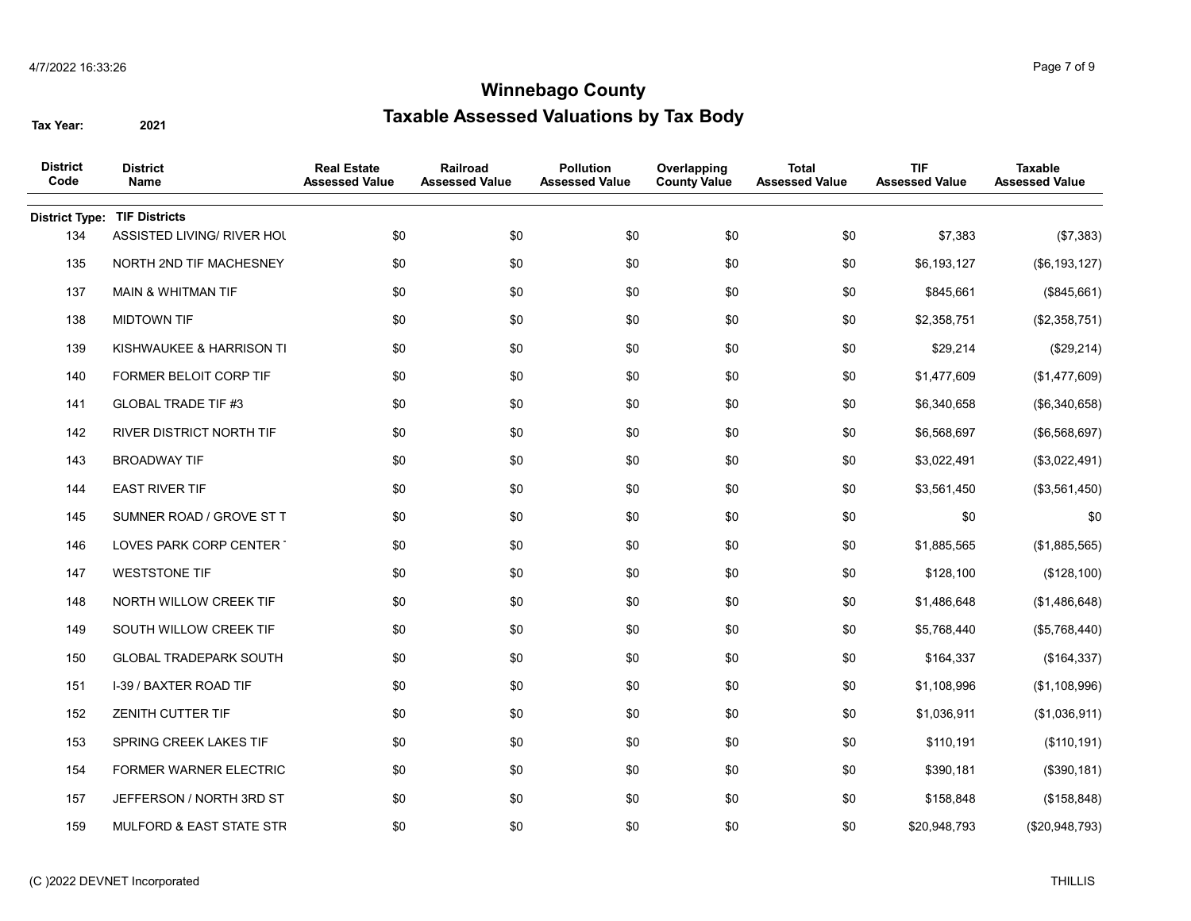# Winnebago County

## Taxable Assessed Valuations by Tax Body

**Tax Year:** 2021

| District Code | District Name | Real Estate Assessed Value | Railroad Assessed Value | Pollution Assessed Value | Overlapping County Value | Total Assessed Value | TIF Assessed Value | Taxable Assessed Value |
|---|---|---|---|---|---|---|---|---|
| **District Type:** | **TIF Districts** | | | | | | | |
| 134 | ASSISTED LIVING/ RIVER HOU | $0 | $0 | $0 | $0 | $0 | $7,383 | ($7,383) |
| 135 | NORTH 2ND TIF MACHESNEY | $0 | $0 | $0 | $0 | $0 | $6,193,127 | ($6,193,127) |
| 137 | MAIN & WHITMAN TIF | $0 | $0 | $0 | $0 | $0 | $845,661 | ($845,661) |
| 138 | MIDTOWN TIF | $0 | $0 | $0 | $0 | $0 | $2,358,751 | ($2,358,751) |
| 139 | KISHWAUKEE & HARRISON TI | $0 | $0 | $0 | $0 | $0 | $29,214 | ($29,214) |
| 140 | FORMER BELOIT CORP TIF | $0 | $0 | $0 | $0 | $0 | $1,477,609 | ($1,477,609) |
| 141 | GLOBAL TRADE TIF #3 | $0 | $0 | $0 | $0 | $0 | $6,340,658 | ($6,340,658) |
| 142 | RIVER DISTRICT NORTH TIF | $0 | $0 | $0 | $0 | $0 | $6,568,697 | ($6,568,697) |
| 143 | BROADWAY TIF | $0 | $0 | $0 | $0 | $0 | $3,022,491 | ($3,022,491) |
| 144 | EAST RIVER TIF | $0 | $0 | $0 | $0 | $0 | $3,561,450 | ($3,561,450) |
| 145 | SUMNER ROAD / GROVE ST T | $0 | $0 | $0 | $0 | $0 | $0 | $0 |
| 146 | LOVES PARK CORP CENTER T | $0 | $0 | $0 | $0 | $0 | $1,885,565 | ($1,885,565) |
| 147 | WESTSTONE TIF | $0 | $0 | $0 | $0 | $0 | $128,100 | ($128,100) |
| 148 | NORTH WILLOW CREEK TIF | $0 | $0 | $0 | $0 | $0 | $1,486,648 | ($1,486,648) |
| 149 | SOUTH WILLOW CREEK TIF | $0 | $0 | $0 | $0 | $0 | $5,768,440 | ($5,768,440) |
| 150 | GLOBAL TRADEPARK SOUTH | $0 | $0 | $0 | $0 | $0 | $164,337 | ($164,337) |
| 151 | I-39 / BAXTER ROAD TIF | $0 | $0 | $0 | $0 | $0 | $1,108,996 | ($1,108,996) |
| 152 | ZENITH CUTTER TIF | $0 | $0 | $0 | $0 | $0 | $1,036,911 | ($1,036,911) |
| 153 | SPRING CREEK LAKES TIF | $0 | $0 | $0 | $0 | $0 | $110,191 | ($110,191) |
| 154 | FORMER WARNER ELECTRIC | $0 | $0 | $0 | $0 | $0 | $390,181 | ($390,181) |
| 157 | JEFFERSON / NORTH 3RD ST | $0 | $0 | $0 | $0 | $0 | $158,848 | ($158,848) |
| 159 | MULFORD & EAST STATE STR | $0 | $0 | $0 | $0 | $0 | $20,948,793 | ($20,948,793) |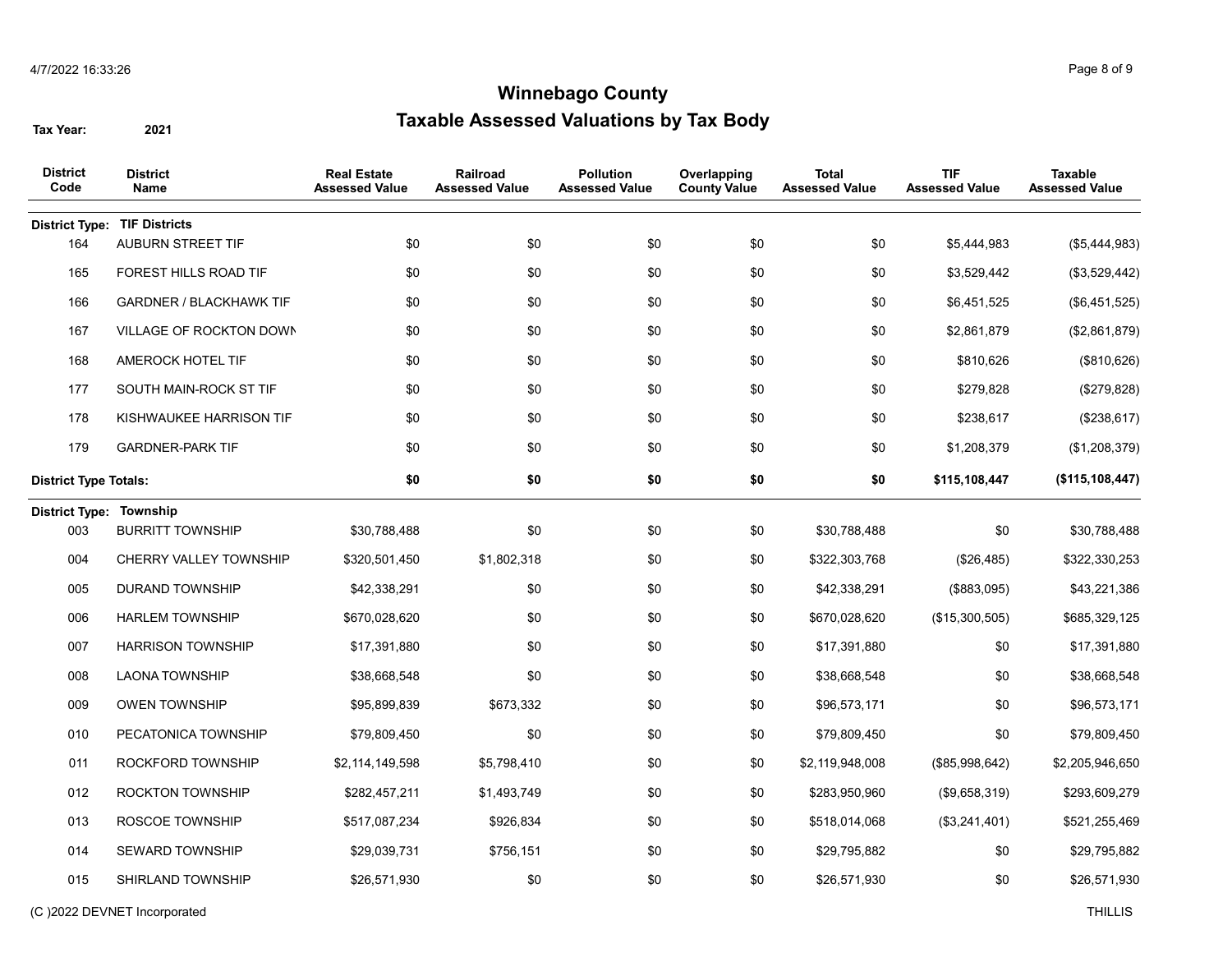# Winnebago County

## Taxable Assessed Valuations by Tax Body

**Tax Year:** 2021

| District Code | District Name | Real Estate Assessed Value | Railroad Assessed Value | Pollution Assessed Value | Overlapping County Value | Total Assessed Value | TIF Assessed Value | Taxable Assessed Value |
|---|---|---|---|---|---|---|---|---|
| **District Type: TIF Districts** | | | | | | | | |
| 164 | AUBURN STREET TIF | $0 | $0 | $0 | $0 | $0 | $5,444,983 | ($5,444,983) |
| 165 | FOREST HILLS ROAD TIF | $0 | $0 | $0 | $0 | $0 | $3,529,442 | ($3,529,442) |
| 166 | GARDNER / BLACKHAWK TIF | $0 | $0 | $0 | $0 | $0 | $6,451,525 | ($6,451,525) |
| 167 | VILLAGE OF ROCKTON DOWN | $0 | $0 | $0 | $0 | $0 | $2,861,879 | ($2,861,879) |
| 168 | AMEROCK HOTEL TIF | $0 | $0 | $0 | $0 | $0 | $810,626 | ($810,626) |
| 177 | SOUTH MAIN-ROCK ST TIF | $0 | $0 | $0 | $0 | $0 | $279,828 | ($279,828) |
| 178 | KISHWAUKEE HARRISON TIF | $0 | $0 | $0 | $0 | $0 | $238,617 | ($238,617) |
| 179 | GARDNER-PARK TIF | $0 | $0 | $0 | $0 | $0 | $1,208,379 | ($1,208,379) |
| **District Type Totals:** | | **$0** | **$0** | **$0** | **$0** | **$0** | **$115,108,447** | **($115,108,447)** |
| **District Type: Township** | | | | | | | | |
| 003 | BURRITT TOWNSHIP | $30,788,488 | $0 | $0 | $0 | $30,788,488 | $0 | $30,788,488 |
| 004 | CHERRY VALLEY TOWNSHIP | $320,501,450 | $1,802,318 | $0 | $0 | $322,303,768 | ($26,485) | $322,330,253 |
| 005 | DURAND TOWNSHIP | $42,338,291 | $0 | $0 | $0 | $42,338,291 | ($883,095) | $43,221,386 |
| 006 | HARLEM TOWNSHIP | $670,028,620 | $0 | $0 | $0 | $670,028,620 | ($15,300,505) | $685,329,125 |
| 007 | HARRISON TOWNSHIP | $17,391,880 | $0 | $0 | $0 | $17,391,880 | $0 | $17,391,880 |
| 008 | LAONA TOWNSHIP | $38,668,548 | $0 | $0 | $0 | $38,668,548 | $0 | $38,668,548 |
| 009 | OWEN TOWNSHIP | $95,899,839 | $673,332 | $0 | $0 | $96,573,171 | $0 | $96,573,171 |
| 010 | PECATONICA TOWNSHIP | $79,809,450 | $0 | $0 | $0 | $79,809,450 | $0 | $79,809,450 |
| 011 | ROCKFORD TOWNSHIP | $2,114,149,598 | $5,798,410 | $0 | $0 | $2,119,948,008 | ($85,998,642) | $2,205,946,650 |
| 012 | ROCKTON TOWNSHIP | $282,457,211 | $1,493,749 | $0 | $0 | $283,950,960 | ($9,658,319) | $293,609,279 |
| 013 | ROSCOE TOWNSHIP | $517,087,234 | $926,834 | $0 | $0 | $518,014,068 | ($3,241,401) | $521,255,469 |
| 014 | SEWARD TOWNSHIP | $29,039,731 | $756,151 | $0 | $0 | $29,795,882 | $0 | $29,795,882 |
| 015 | SHIRLAND TOWNSHIP | $26,571,930 | $0 | $0 | $0 | $26,571,930 | $0 | $26,571,930 |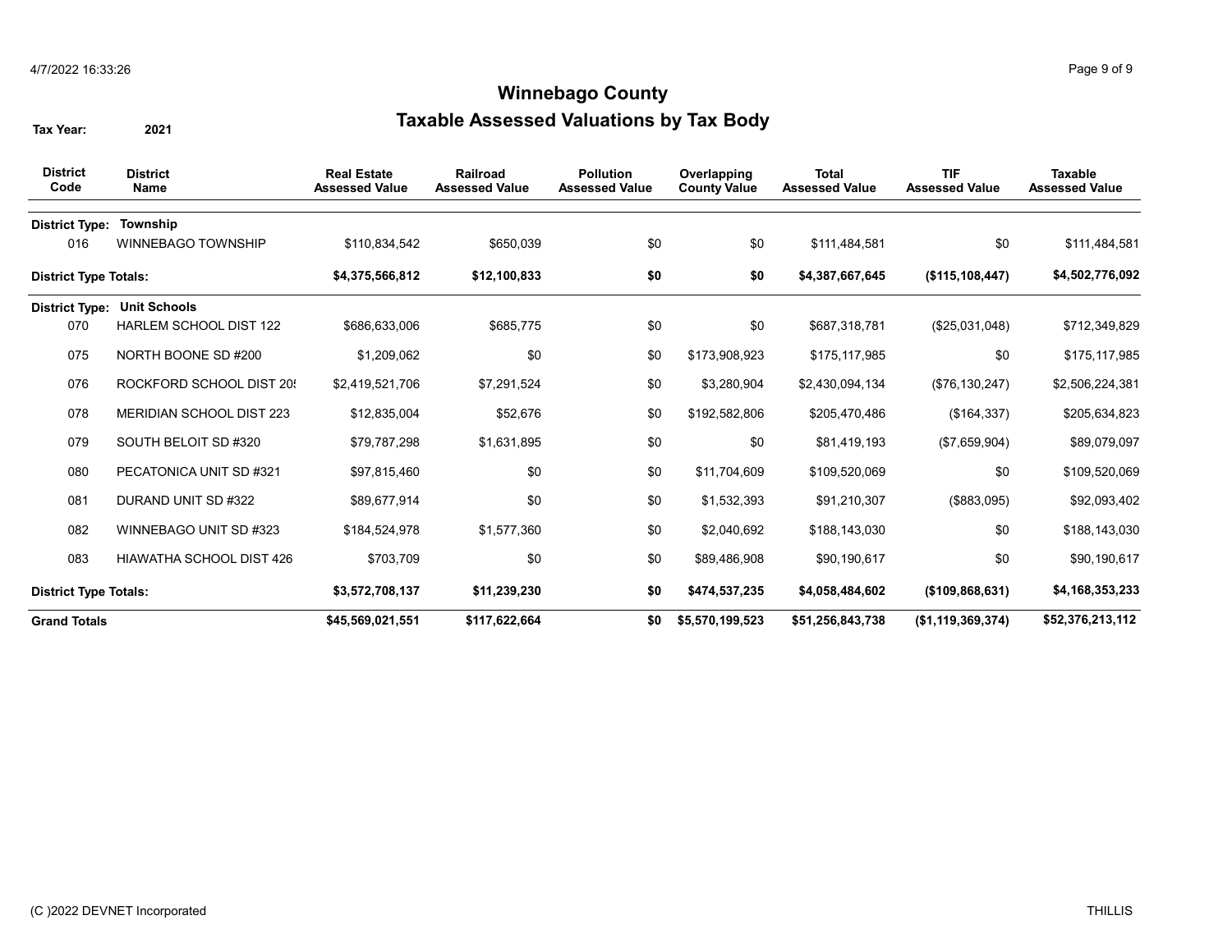# Winnebago County

## Taxable Assessed Valuations by Tax Body

**Tax Year:** 2021

| District Code | District Name | Real Estate Assessed Value | Railroad Assessed Value | Pollution Assessed Value | Overlapping County Value | Total Assessed Value | TIF Assessed Value | Taxable Assessed Value |
|---|---|---|---|---|---|---|---|---|
| **District Type:** | **Township** | | | | | | | |
| 016 | WINNEBAGO TOWNSHIP | $110,834,542 | $650,039 | $0 | $0 | $111,484,581 | $0 | $111,484,581 |
| **District Type Totals:** | | **$4,375,566,812** | **$12,100,833** | **$0** | **$0** | **$4,387,667,645** | **($115,108,447)** | **$4,502,776,092** |
| **District Type:** | **Unit Schools** | | | | | | | |
| 070 | HARLEM SCHOOL DIST 122 | $686,633,006 | $685,775 | $0 | $0 | $687,318,781 | ($25,031,048) | $712,349,829 |
| 075 | NORTH BOONE SD #200 | $1,209,062 | $0 | $0 | $173,908,923 | $175,117,985 | $0 | $175,117,985 |
| 076 | ROCKFORD SCHOOL DIST 20! | $2,419,521,706 | $7,291,524 | $0 | $3,280,904 | $2,430,094,134 | ($76,130,247) | $2,506,224,381 |
| 078 | MERIDIAN SCHOOL DIST 223 | $12,835,004 | $52,676 | $0 | $192,582,806 | $205,470,486 | ($164,337) | $205,634,823 |
| 079 | SOUTH BELOIT SD #320 | $79,787,298 | $1,631,895 | $0 | $0 | $81,419,193 | ($7,659,904) | $89,079,097 |
| 080 | PECATONICA UNIT SD #321 | $97,815,460 | $0 | $0 | $11,704,609 | $109,520,069 | $0 | $109,520,069 |
| 081 | DURAND UNIT SD #322 | $89,677,914 | $0 | $0 | $1,532,393 | $91,210,307 | ($883,095) | $92,093,402 |
| 082 | WINNEBAGO UNIT SD #323 | $184,524,978 | $1,577,360 | $0 | $2,040,692 | $188,143,030 | $0 | $188,143,030 |
| 083 | HIAWATHA SCHOOL DIST 426 | $703,709 | $0 | $0 | $89,486,908 | $90,190,617 | $0 | $90,190,617 |
| **District Type Totals:** | | **$3,572,708,137** | **$11,239,230** | **$0** | **$474,537,235** | **$4,058,484,602** | **($109,868,631)** | **$4,168,353,233** |
| **Grand Totals** | | **$45,569,021,551** | **$117,622,664** | **$0** | **$5,570,199,523** | **$51,256,843,738** | **($1,119,369,374)** | **$52,376,213,112** |

(C )2022 DEVNET Incorporated

THILLIS